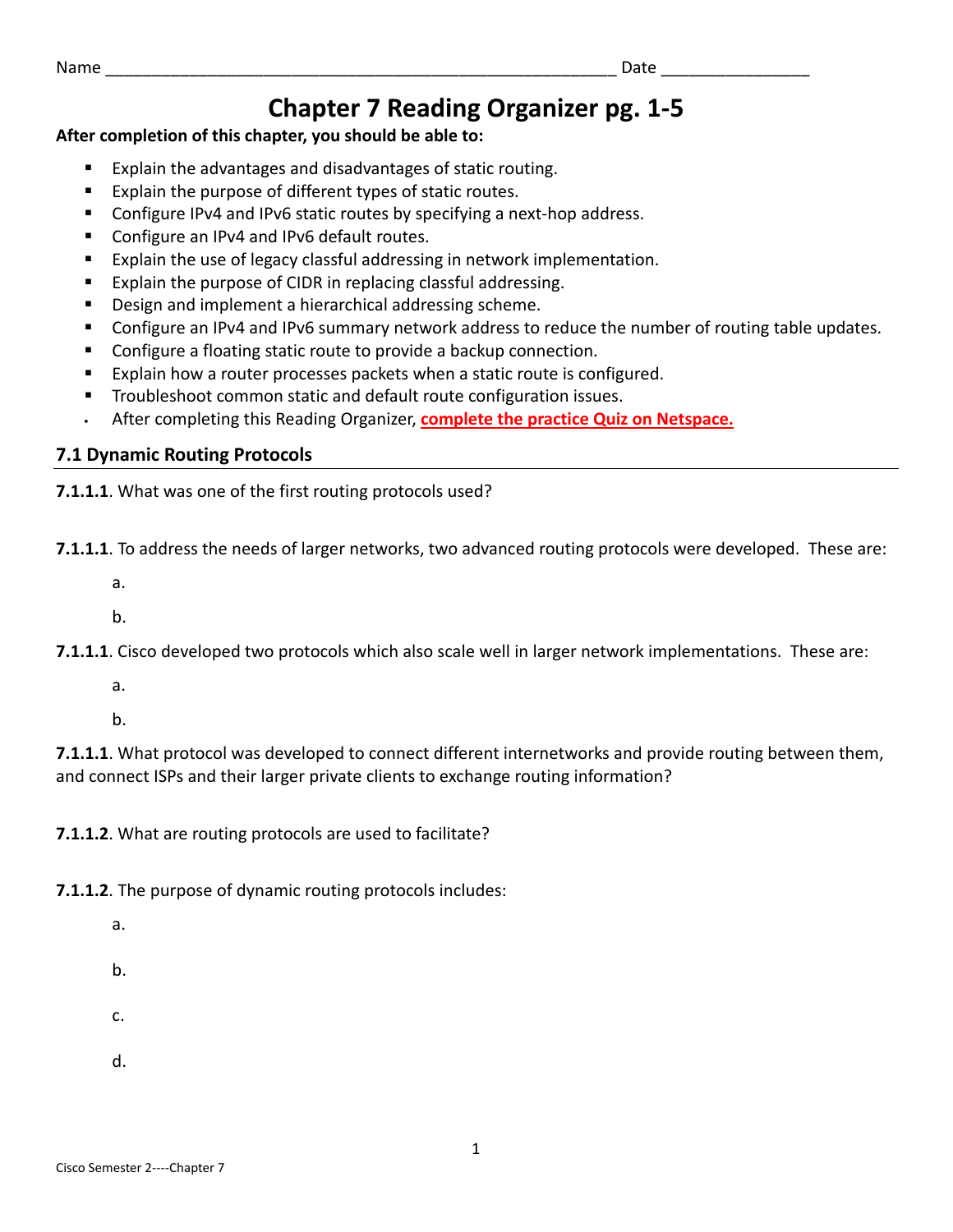Name ______________________________________________________ Date ________________

# Chapter 7 Reading Organizer pg. 1-5

**After completion of this chapter, you should be able to:**

- Explain the advantages and disadvantages of static routing.
- Explain the purpose of different types of static routes.
- Configure IPv4 and IPv6 static routes by specifying a next-hop address.
- Configure an IPv4 and IPv6 default routes.
- Explain the use of legacy classful addressing in network implementation.
- Explain the purpose of CIDR in replacing classful addressing.
- Design and implement a hierarchical addressing scheme.
- Configure an IPv4 and IPv6 summary network address to reduce the number of routing table updates.
- Configure a floating static route to provide a backup connection.
- Explain how a router processes packets when a static route is configured.
- Troubleshoot common static and default route configuration issues.
- After completing this Reading Organizer, **complete the practice Quiz on Netspace.**

## 7.1 Dynamic Routing Protocols

**7.1.1.1**. What was one of the first routing protocols used?

**7.1.1.1**. To address the needs of larger networks, two advanced routing protocols were developed. These are:

a.

b.

**7.1.1.1**. Cisco developed two protocols which also scale well in larger network implementations. These are:

a.

b.

**7.1.1.1**. What protocol was developed to connect different internetworks and provide routing between them, and connect ISPs and their larger private clients to exchange routing information?

**7.1.1.2**. What are routing protocols are used to facilitate?

**7.1.1.2**. The purpose of dynamic routing protocols includes:

a.

b.

c.

d.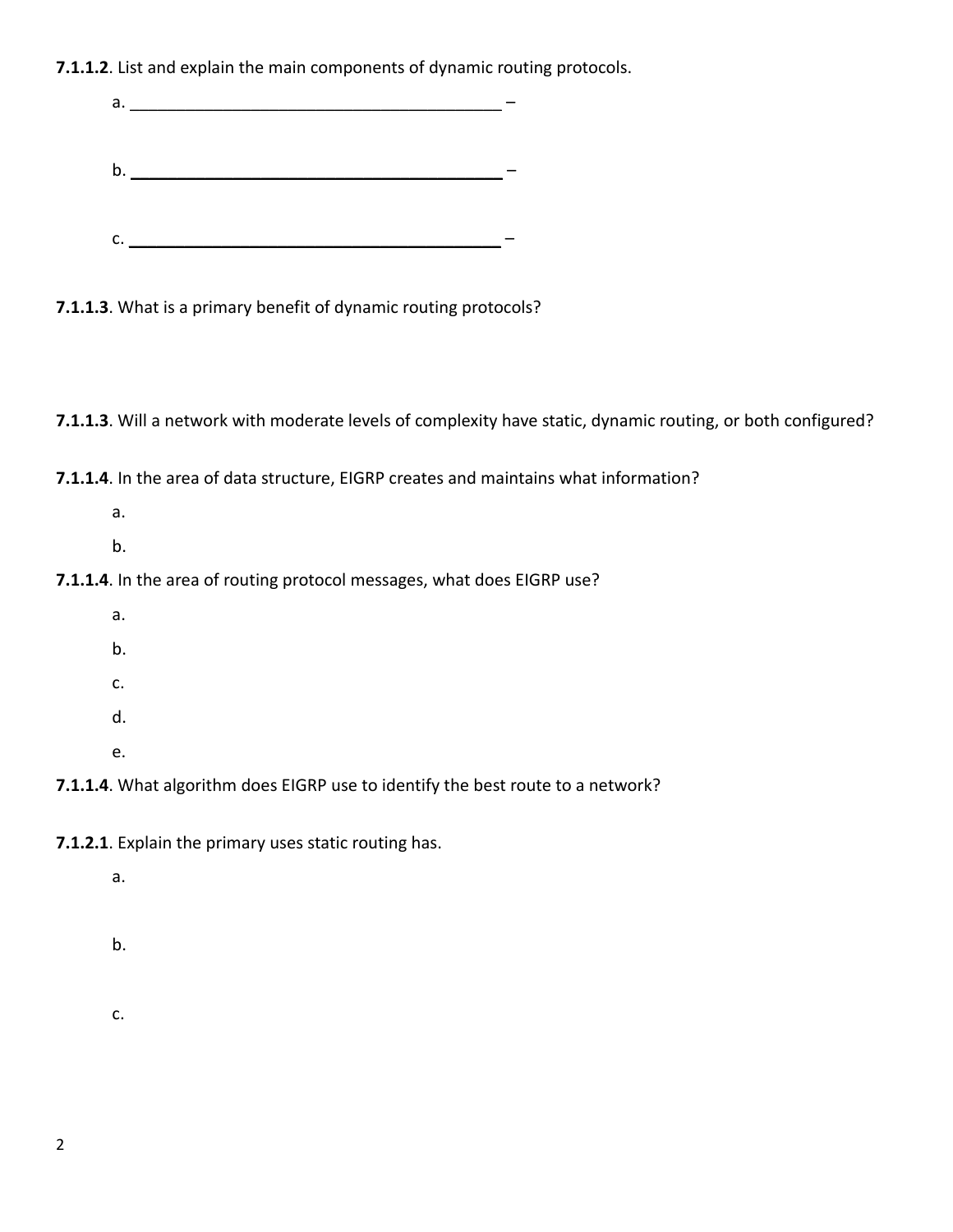**7.1.1.2**. List and explain the main components of dynamic routing protocols.

a. ________________________________________ –

b. ________________________________________ –

c. ________________________________________ –

**7.1.1.3**. What is a primary benefit of dynamic routing protocols?

**7.1.1.3**. Will a network with moderate levels of complexity have static, dynamic routing, or both configured?

**7.1.1.4**. In the area of data structure, EIGRP creates and maintains what information?

a.

b.

**7.1.1.4**. In the area of routing protocol messages, what does EIGRP use?

a.

b.

c.

d.

e.

**7.1.1.4**. What algorithm does EIGRP use to identify the best route to a network?

**7.1.2.1**. Explain the primary uses static routing has.

a.

b.

c.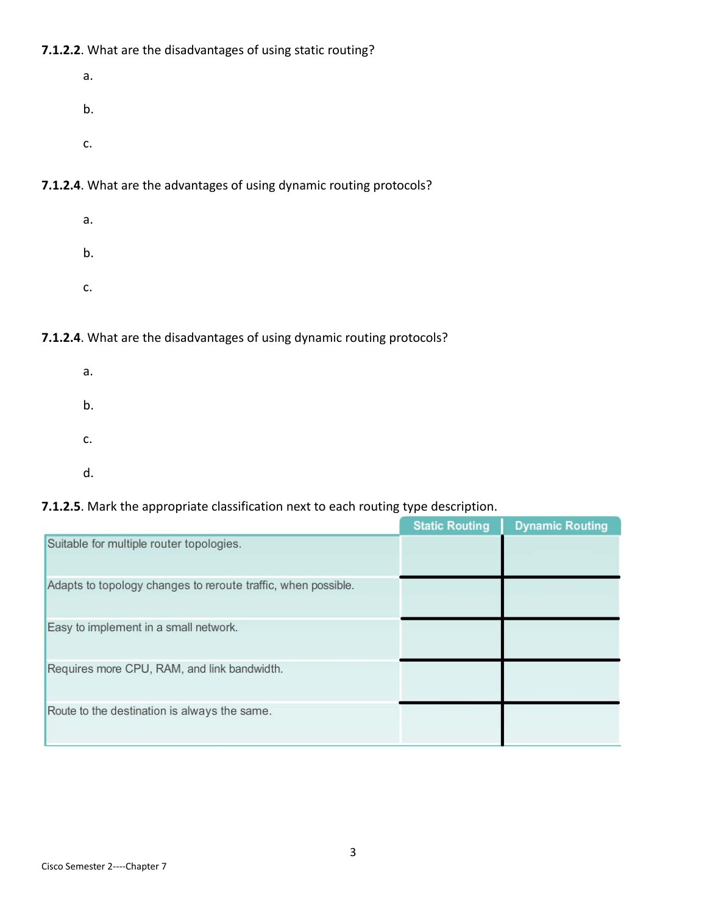**7.1.2.2**. What are the disadvantages of using static routing?

a.

b.

c.

**7.1.2.4**. What are the advantages of using dynamic routing protocols?

a.

b.

c.

**7.1.2.4**. What are the disadvantages of using dynamic routing protocols?

a.

b.

c.

d.

**7.1.2.5**. Mark the appropriate classification next to each routing type description.

| | Static Routing | Dynamic Routing |
| --- | --- | --- |
| Suitable for multiple router topologies. | | |
| Adapts to topology changes to reroute traffic, when possible. | | |
| Easy to implement in a small network. | | |
| Requires more CPU, RAM, and link bandwidth. | | |
| Route to the destination is always the same. | | |

Cisco Semester 2----Chapter 7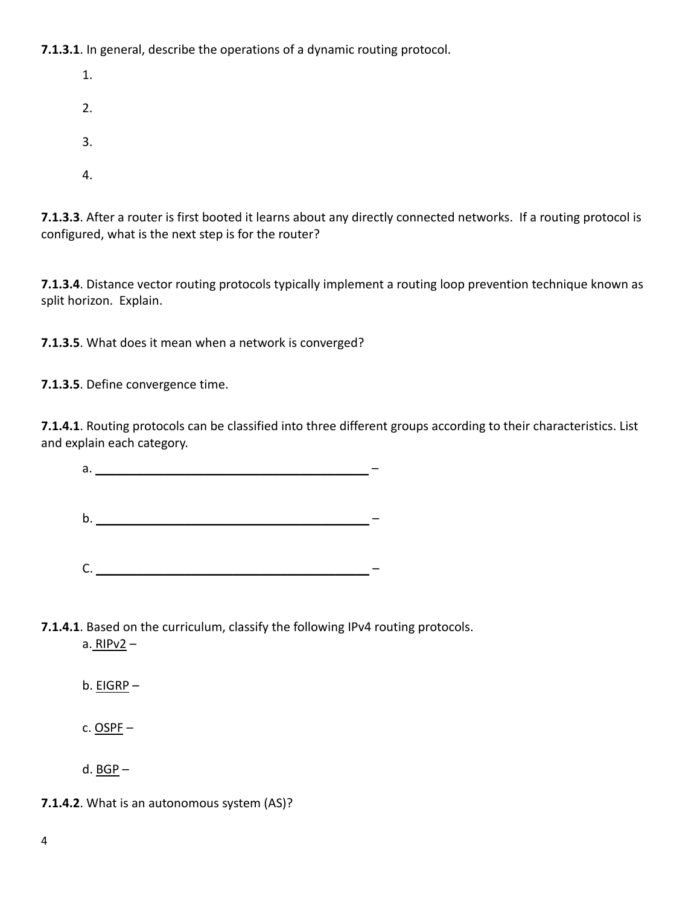**7.1.3.1**. In general, describe the operations of a dynamic routing protocol.

1.

2.

3.

4.

**7.1.3.3**. After a router is first booted it learns about any directly connected networks. If a routing protocol is configured, what is the next step is for the router?

**7.1.3.4**. Distance vector routing protocols typically implement a routing loop prevention technique known as split horizon. Explain.

**7.1.3.5**. What does it mean when a network is converged?

**7.1.3.5**. Define convergence time.

**7.1.4.1**. Routing protocols can be classified into three different groups according to their characteristics. List and explain each category.

a. ________________________________________ –

b. ________________________________________ –

C. ________________________________________ –

**7.1.4.1**. Based on the curriculum, classify the following IPv4 routing protocols.

a. RIPv2 –

b. EIGRP –

c. OSPF –

d. BGP –

**7.1.4.2**. What is an autonomous system (AS)?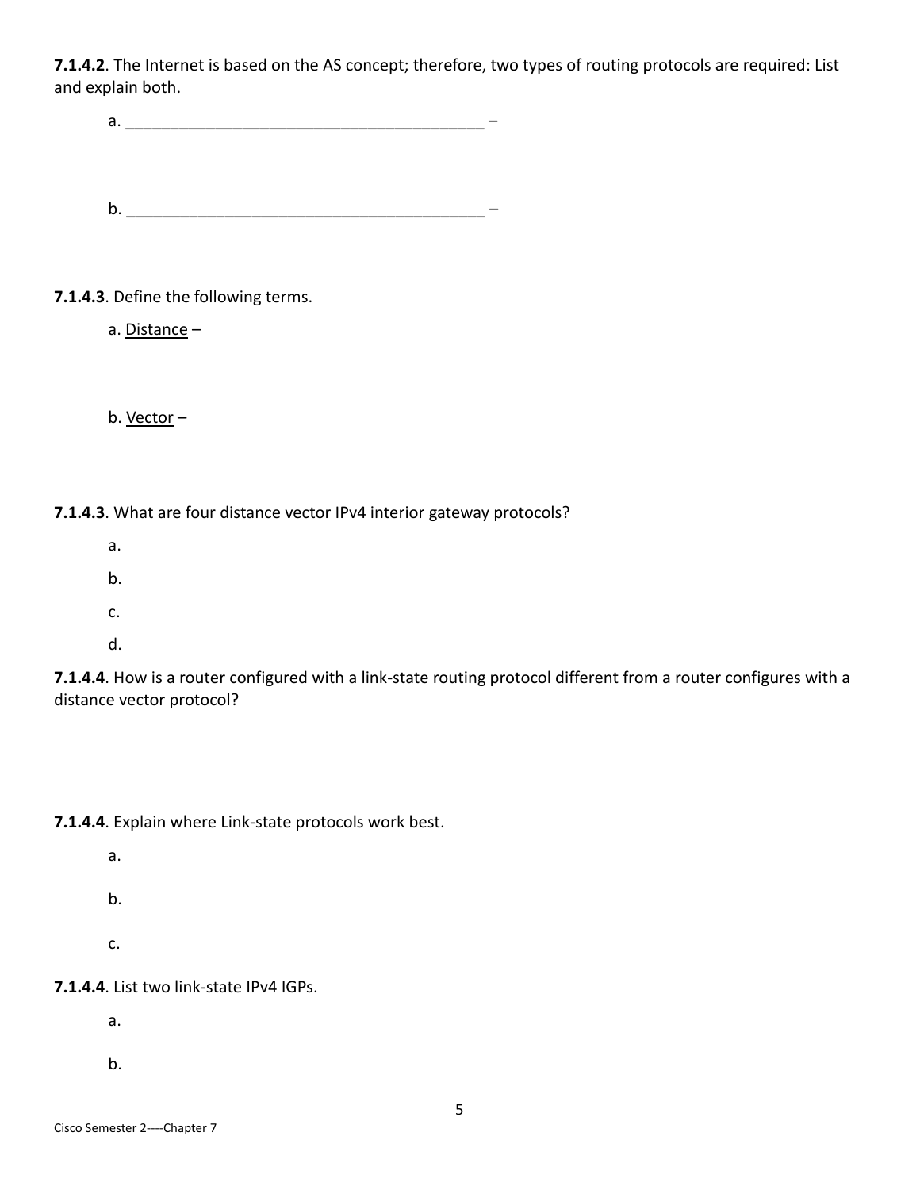**7.1.4.2**. The Internet is based on the AS concept; therefore, two types of routing protocols are required: List and explain both.

a. ________________________________________ –

b. ________________________________________ –

**7.1.4.3**. Define the following terms.

a. <u>Distance</u> –

b. <u>Vector</u> –

**7.1.4.3**. What are four distance vector IPv4 interior gateway protocols?

a.

b.

c.

d.

**7.1.4.4**. How is a router configured with a link-state routing protocol different from a router configures with a distance vector protocol?

**7.1.4.4**. Explain where Link-state protocols work best.

a.

b.

c.

**7.1.4.4**. List two link-state IPv4 IGPs.

a.

b.